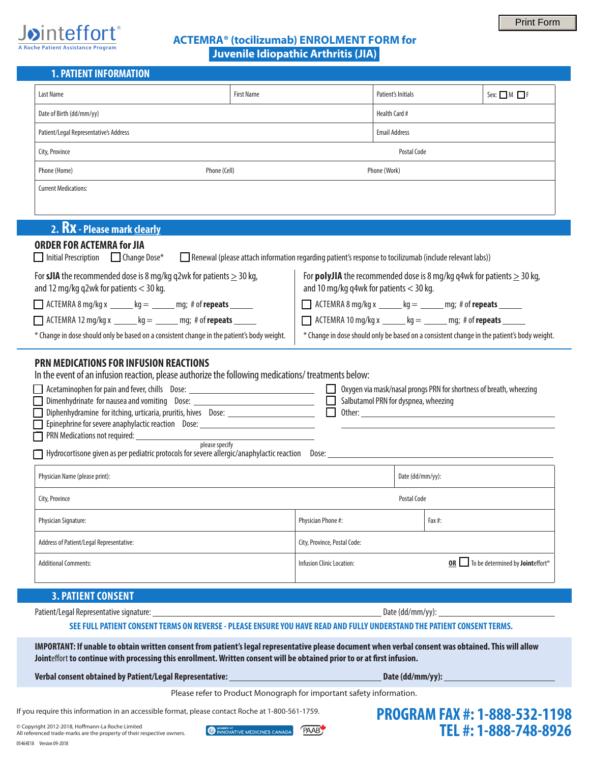Print Form

Jointeffort®
A Roche Patient Assistance Program

# ACTEMRA® (tocilizumab) ENROLMENT FORM for Juvenile Idiopathic Arthritis (JIA)

## 1. PATIENT INFORMATION

| Last Name | First Name | Patient's Initials | Sex: ☐ M ☐ F |
|---|---|---|---|
| Date of Birth (dd/mm/yy) | | Health Card # | |
| Patient/Legal Representative's Address | | Email Address | |
| City, Province | | Postal Code | |
| Phone (Home) | Phone (Cell) | Phone (Work) | |
| Current Medications: | | | |

## 2. Rx - Please mark clearly

### ORDER FOR ACTEMRA for JIA

☐ Initial Prescription ☐ Change Dose* ☐ Renewal (please attach information regarding patient's response to tocilizumab (include relevant labs))

For **sJIA** the recommended dose is 8 mg/kg q2wk for patients ≥ 30 kg, and 12 mg/kg q2wk for patients < 30 kg.

☐ ACTEMRA 8 mg/kg x _____ kg = _____ mg; # of **repeats** _____

☐ ACTEMRA 12 mg/kg x _____ kg = _____ mg; # of **repeats** _____

* Change in dose should only be based on a consistent change in the patient's body weight.

For **polyJIA** the recommended dose is 8 mg/kg q4wk for patients ≥ 30 kg, and 10 mg/kg q4wk for patients < 30 kg.

☐ ACTEMRA 8 mg/kg x _____ kg = _____ mg; # of **repeats** _____

☐ ACTEMRA 10 mg/kg x _____ kg = _____ mg; # of **repeats** _____

* Change in dose should only be based on a consistent change in the patient's body weight.

### PRN MEDICATIONS FOR INFUSION REACTIONS

In the event of an infusion reaction, please authorize the following medications/ treatments below:

☐ Acetaminophen for pain and fever, chills Dose: _____________________

☐ Dimenhydrinate for nausea and vomiting Dose: _____________________

☐ Diphenhydramine for itching, urticaria, pruritis, hives Dose: _____________________

☐ Epinephrine for severe anaphylactic reaction Dose: _____________________

☐ PRN Medications not required: _____________________ (please specify)

☐ Oxygen via mask/nasal prongs PRN for shortness of breath, wheezing

☐ Salbutamol PRN for dyspnea, wheezing

☐ Other: _____________________

☐ Hydrocortisone given as per pediatric protocols for severe allergic/anaphylactic reaction Dose: _____________________

| Physician Name (please print): | | Date (dd/mm/yy): |
|---|---|---|
| City, Province | | Postal Code |
| Physician Signature: | Physician Phone #: | Fax #: |
| Address of Patient/Legal Representative: | City, Province, Postal Code: | |
| Additional Comments: | Infusion Clinic Location: | **OR** ☐ To be determined by **Joint**effort® |

## 3. PATIENT CONSENT

Patient/Legal Representative signature: _____________________ Date (dd/mm/yy): _____________________

**SEE FULL PATIENT CONSENT TERMS ON REVERSE - PLEASE ENSURE YOU HAVE READ AND FULLY UNDERSTAND THE PATIENT CONSENT TERMS.**

**IMPORTANT: If unable to obtain written consent from patient's legal representative please document when verbal consent was obtained. This will allow Joint**effort **to continue with processing this enrollment. Written consent will be obtained prior to or at first infusion.**

**Verbal consent obtained by Patient/Legal Representative:** _____________________ **Date (dd/mm/yy):** _____________________

Please refer to Product Monograph for important safety information.

If you require this information in an accessible format, please contact Roche at 1-800-561-1759.

© Copyright 2012-2018, Hoffmann-La Roche Limited
All referenced trade-marks are the property of their respective owners.

Member of Innovative Medicines Canada | PAAB

05464E18 Version 09-2018

**PROGRAM FAX #: 1-888-532-1198**
**TEL #: 1-888-748-8926**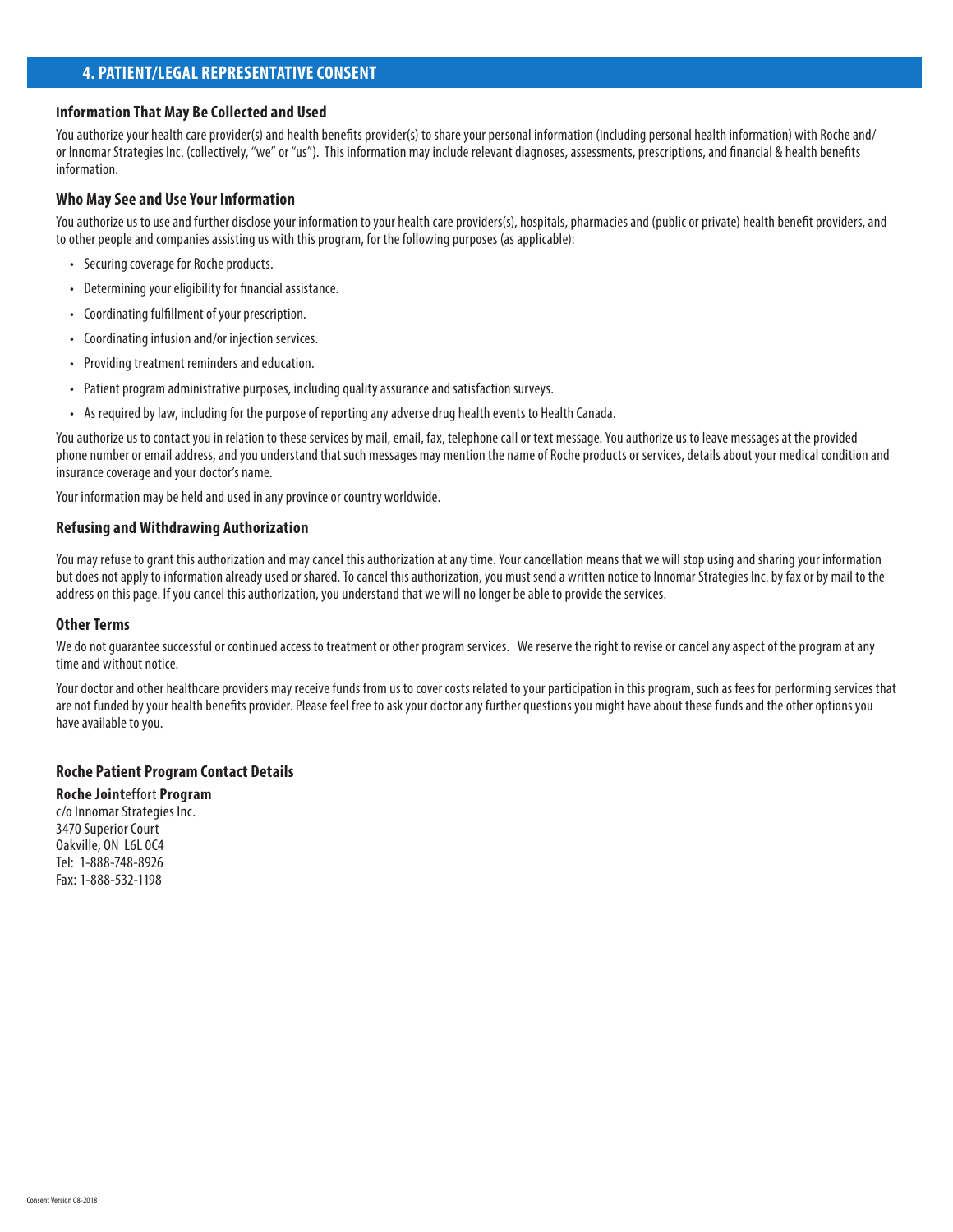## 4. PATIENT/LEGAL REPRESENTATIVE CONSENT

### Information That May Be Collected and Used

You authorize your health care provider(s) and health benefits provider(s) to share your personal information (including personal health information) with Roche and/or Innomar Strategies Inc. (collectively, "we" or "us"). This information may include relevant diagnoses, assessments, prescriptions, and financial & health benefits information.

### Who May See and Use Your Information

You authorize us to use and further disclose your information to your health care providers(s), hospitals, pharmacies and (public or private) health benefit providers, and to other people and companies assisting us with this program, for the following purposes (as applicable):

- Securing coverage for Roche products.
- Determining your eligibility for financial assistance.
- Coordinating fulfillment of your prescription.
- Coordinating infusion and/or injection services.
- Providing treatment reminders and education.
- Patient program administrative purposes, including quality assurance and satisfaction surveys.
- As required by law, including for the purpose of reporting any adverse drug health events to Health Canada.

You authorize us to contact you in relation to these services by mail, email, fax, telephone call or text message. You authorize us to leave messages at the provided phone number or email address, and you understand that such messages may mention the name of Roche products or services, details about your medical condition and insurance coverage and your doctor's name.

Your information may be held and used in any province or country worldwide.

### Refusing and Withdrawing Authorization

You may refuse to grant this authorization and may cancel this authorization at any time. Your cancellation means that we will stop using and sharing your information but does not apply to information already used or shared. To cancel this authorization, you must send a written notice to Innomar Strategies Inc. by fax or by mail to the address on this page. If you cancel this authorization, you understand that we will no longer be able to provide the services.

### Other Terms

We do not guarantee successful or continued access to treatment or other program services. We reserve the right to revise or cancel any aspect of the program at any time and without notice.

Your doctor and other healthcare providers may receive funds from us to cover costs related to your participation in this program, such as fees for performing services that are not funded by your health benefits provider. Please feel free to ask your doctor any further questions you might have about these funds and the other options you have available to you.

### Roche Patient Program Contact Details

**Roche Joint**effort **Program**
c/o Innomar Strategies Inc.
3470 Superior Court
Oakville, ON L6L 0C4
Tel: 1-888-748-8926
Fax: 1-888-532-1198

Consent Version 08-2018